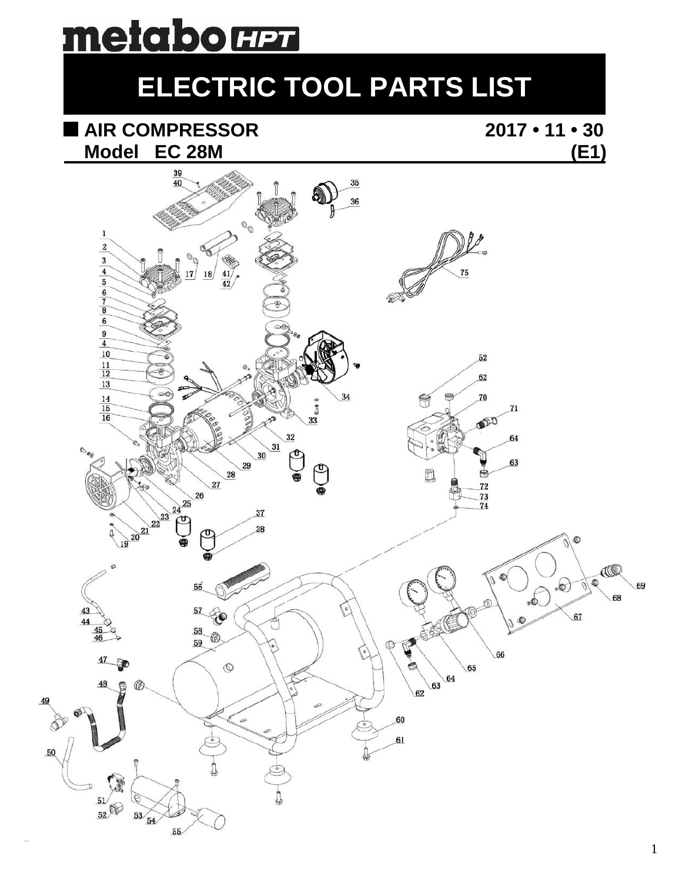metabo HPT

# ELECTRIC TOOL PARTS LIST

## AIR COMPRESSOR

**2017 • 11 • 30**

**Model EC 28M**

**(E1)**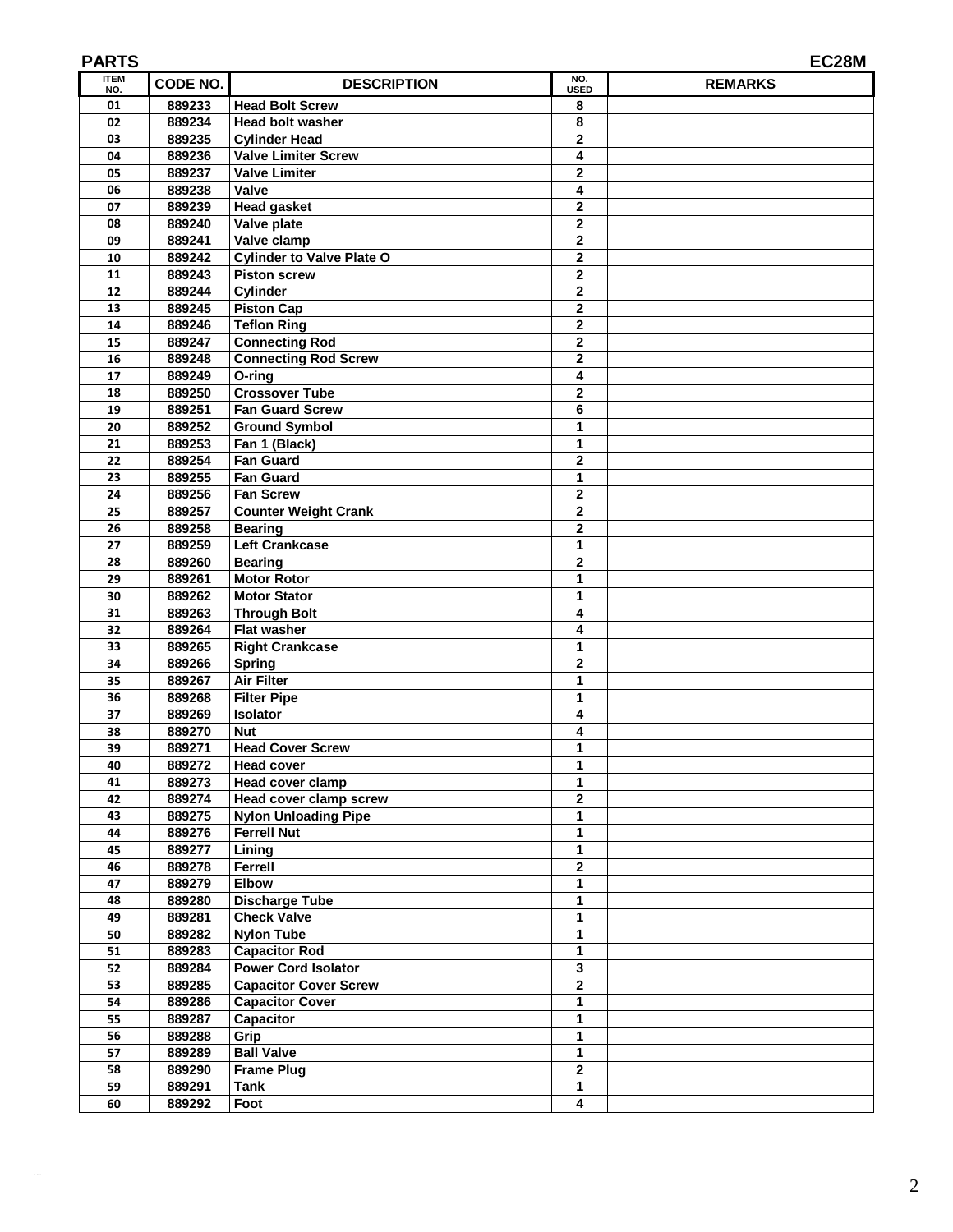**PARTS** **EC28M**

| ITEM NO. | CODE NO. | DESCRIPTION | NO. USED | REMARKS |
|---|---|---|---|---|
| 01 | 889233 | Head Bolt Screw | 8 | |
| 02 | 889234 | Head bolt washer | 8 | |
| 03 | 889235 | Cylinder Head | 2 | |
| 04 | 889236 | Valve Limiter Screw | 4 | |
| 05 | 889237 | Valve Limiter | 2 | |
| 06 | 889238 | Valve | 4 | |
| 07 | 889239 | Head gasket | 2 | |
| 08 | 889240 | Valve plate | 2 | |
| 09 | 889241 | Valve clamp | 2 | |
| 10 | 889242 | Cylinder to Valve Plate O | 2 | |
| 11 | 889243 | Piston screw | 2 | |
| 12 | 889244 | Cylinder | 2 | |
| 13 | 889245 | Piston Cap | 2 | |
| 14 | 889246 | Teflon Ring | 2 | |
| 15 | 889247 | Connecting Rod | 2 | |
| 16 | 889248 | Connecting Rod Screw | 2 | |
| 17 | 889249 | O-ring | 4 | |
| 18 | 889250 | Crossover Tube | 2 | |
| 19 | 889251 | Fan Guard Screw | 6 | |
| 20 | 889252 | Ground Symbol | 1 | |
| 21 | 889253 | Fan 1 (Black) | 1 | |
| 22 | 889254 | Fan Guard | 2 | |
| 23 | 889255 | Fan Guard | 1 | |
| 24 | 889256 | Fan Screw | 2 | |
| 25 | 889257 | Counter Weight Crank | 2 | |
| 26 | 889258 | Bearing | 2 | |
| 27 | 889259 | Left Crankcase | 1 | |
| 28 | 889260 | Bearing | 2 | |
| 29 | 889261 | Motor Rotor | 1 | |
| 30 | 889262 | Motor Stator | 1 | |
| 31 | 889263 | Through Bolt | 4 | |
| 32 | 889264 | Flat washer | 4 | |
| 33 | 889265 | Right Crankcase | 1 | |
| 34 | 889266 | Spring | 2 | |
| 35 | 889267 | Air Filter | 1 | |
| 36 | 889268 | Filter Pipe | 1 | |
| 37 | 889269 | Isolator | 4 | |
| 38 | 889270 | Nut | 4 | |
| 39 | 889271 | Head Cover Screw | 1 | |
| 40 | 889272 | Head cover | 1 | |
| 41 | 889273 | Head cover clamp | 1 | |
| 42 | 889274 | Head cover clamp screw | 2 | |
| 43 | 889275 | Nylon Unloading Pipe | 1 | |
| 44 | 889276 | Ferrell Nut | 1 | |
| 45 | 889277 | Lining | 1 | |
| 46 | 889278 | Ferrell | 2 | |
| 47 | 889279 | Elbow | 1 | |
| 48 | 889280 | Discharge Tube | 1 | |
| 49 | 889281 | Check Valve | 1 | |
| 50 | 889282 | Nylon Tube | 1 | |
| 51 | 889283 | Capacitor Rod | 1 | |
| 52 | 889284 | Power Cord Isolator | 3 | |
| 53 | 889285 | Capacitor Cover Screw | 2 | |
| 54 | 889286 | Capacitor Cover | 1 | |
| 55 | 889287 | Capacitor | 1 | |
| 56 | 889288 | Grip | 1 | |
| 57 | 889289 | Ball Valve | 1 | |
| 58 | 889290 | Frame Plug | 2 | |
| 59 | 889291 | Tank | 1 | |
| 60 | 889292 | Foot | 4 | |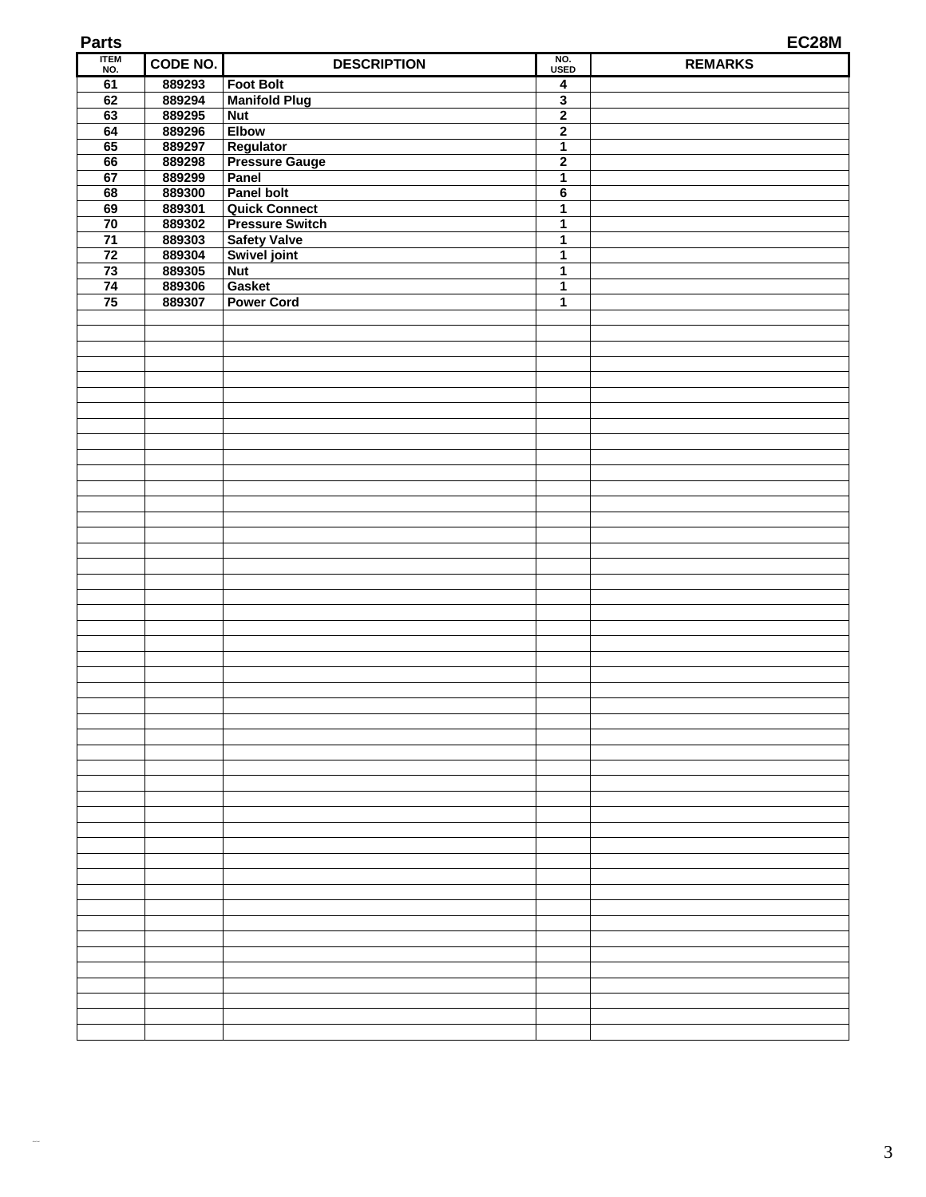**Parts** **EC28M**

| ITEM NO. | CODE NO. | DESCRIPTION | NO. USED | REMARKS |
|---|---|---|---|---|
| 61 | 889293 | Foot Bolt | 4 | |
| 62 | 889294 | Manifold Plug | 3 | |
| 63 | 889295 | Nut | 2 | |
| 64 | 889296 | Elbow | 2 | |
| 65 | 889297 | Regulator | 1 | |
| 66 | 889298 | Pressure Gauge | 2 | |
| 67 | 889299 | Panel | 1 | |
| 68 | 889300 | Panel bolt | 6 | |
| 69 | 889301 | Quick Connect | 1 | |
| 70 | 889302 | Pressure Switch | 1 | |
| 71 | 889303 | Safety Valve | 1 | |
| 72 | 889304 | Swivel joint | 1 | |
| 73 | 889305 | Nut | 1 | |
| 74 | 889306 | Gasket | 1 | |
| 75 | 889307 | Power Cord | 1 | |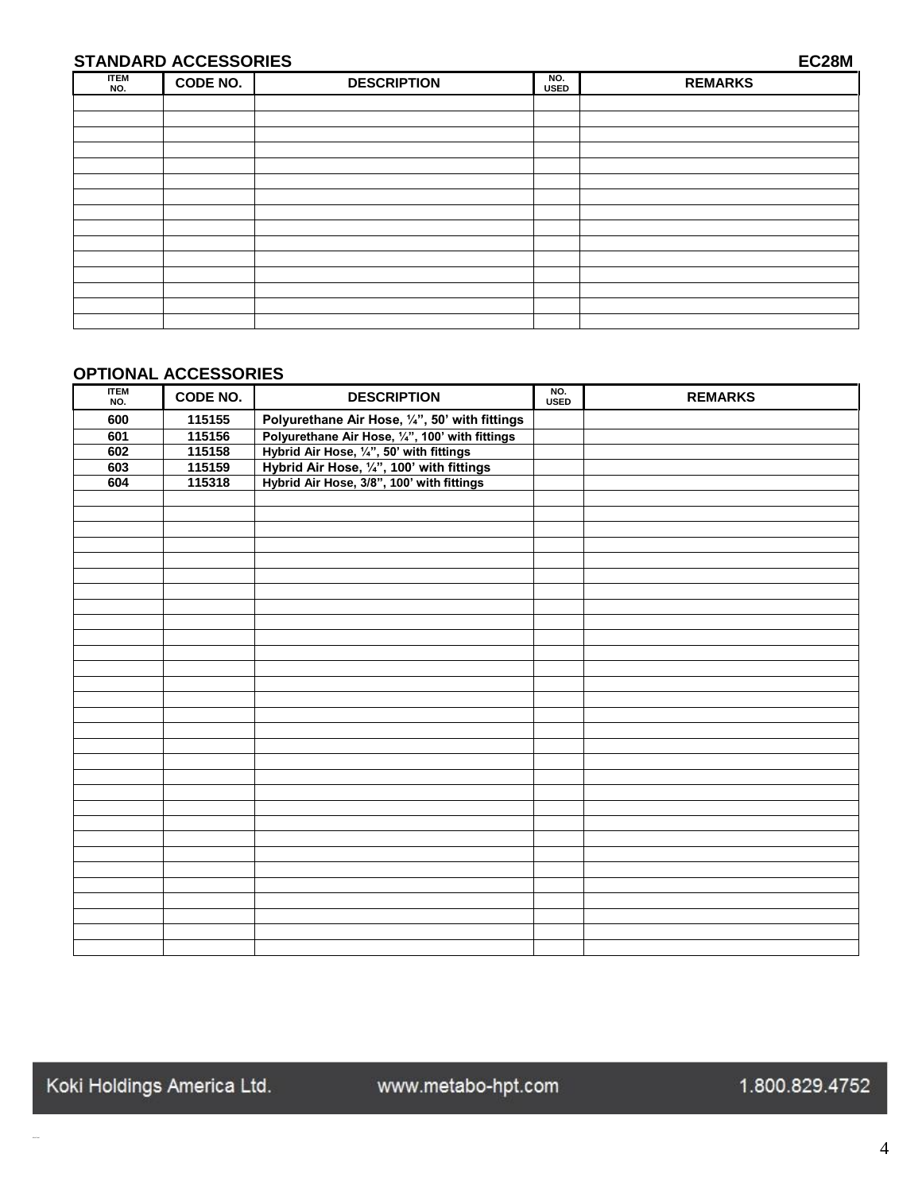## STANDARD ACCESSORIES

**EC28M**

| ITEM NO. | CODE NO. | DESCRIPTION | NO. USED | REMARKS |
|---|---|---|---|---|
| | | | | |
| | | | | |
| | | | | |
| | | | | |
| | | | | |
| | | | | |
| | | | | |
| | | | | |
| | | | | |
| | | | | |
| | | | | |
| | | | | |
| | | | | |
| | | | | |
| | | | | |

## OPTIONAL ACCESSORIES

| ITEM NO. | CODE NO. | DESCRIPTION | NO. USED | REMARKS |
|---|---|---|---|---|
| 600 | 115155 | Polyurethane Air Hose, ¼", 50' with fittings | | |
| 601 | 115156 | Polyurethane Air Hose, ¼", 100' with fittings | | |
| 602 | 115158 | Hybrid Air Hose, ¼", 50' with fittings | | |
| 603 | 115159 | Hybrid Air Hose, ¼", 100' with fittings | | |
| 604 | 115318 | Hybrid Air Hose, 3/8", 100' with fittings | | |
| | | | | |
| | | | | |
| | | | | |
| | | | | |
| | | | | |
| | | | | |
| | | | | |
| | | | | |
| | | | | |
| | | | | |
| | | | | |
| | | | | |
| | | | | |
| | | | | |
| | | | | |
| | | | | |
| | | | | |
| | | | | |
| | | | | |
| | | | | |
| | | | | |
| | | | | |
| | | | | |
| | | | | |
| | | | | |
| | | | | |
| | | | | |
| | | | | |
| | | | | |

Koki Holdings America Ltd. www.metabo-hpt.com 1.800.829.4752